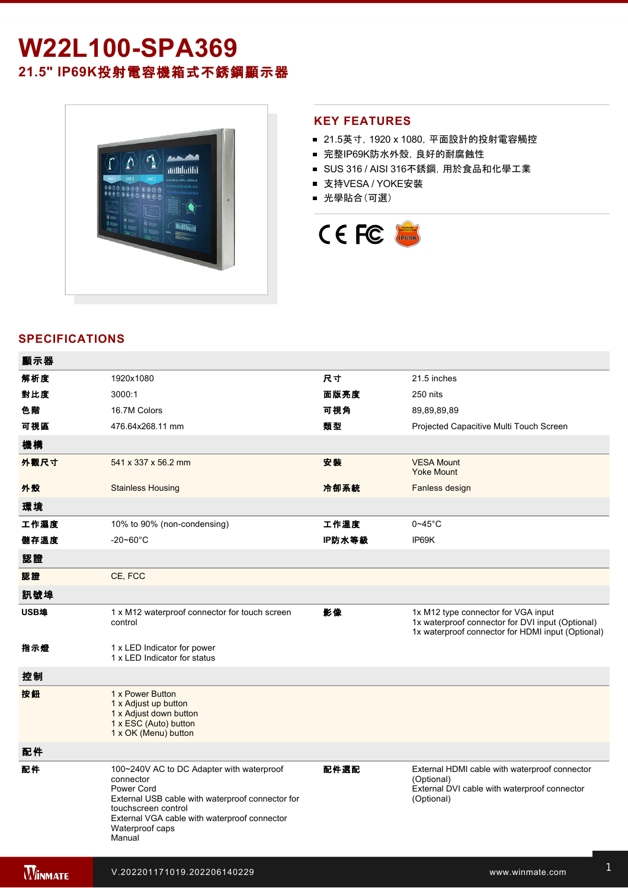# W22L100-SPA369

## 21.5" IP69K投射電容機箱式不銹鋼顯示器

## KEY FEATURES

- 21.5英寸，1920 x 1080，平面設計的投射電容觸控
- 完整IP69K防水外殼，良好的耐腐蝕性
- SUS 316 / AISI 316不銹鋼，用於食品和化學工業
- 支持VESA / YOKE安裝
- 光學貼合（可選）

## SPECIFICATIONS

| 顯示器 | | | |
|---|---|---|---|
| 解析度 | 1920x1080 | 尺寸 | 21.5 inches |
| 對比度 | 3000:1 | 面版亮度 | 250 nits |
| 色階 | 16.7M Colors | 可視角 | 89,89,89,89 |
| 可視區 | 476.64x268.11 mm | 類型 | Projected Capacitive Multi Touch Screen |
| **機構** | | | |
| 外觀尺寸 | 541 x 337 x 56.2 mm | 安裝 | VESA Mount<br>Yoke Mount |
| 外殼 | Stainless Housing | 冷卻系統 | Fanless design |
| **環境** | | | |
| 工作濕度 | 10% to 90% (non-condensing) | 工作溫度 | 0~45°C |
| 儲存溫度 | -20~60°C | IP防水等級 | IP69K |
| **認證** | | | |
| 認證 | CE, FCC | | |
| **訊號埠** | | | |
| USB埠 | 1 x M12 waterproof connector for touch screen control | 影像 | 1x M12 type connector for VGA input<br>1x waterproof connector for DVI input (Optional)<br>1x waterproof connector for HDMI input (Optional) |
| 指示燈 | 1 x LED Indicator for power<br>1 x LED Indicator for status | | |
| **控制** | | | |
| 按鈕 | 1 x Power Button<br>1 x Adjust up button<br>1 x Adjust down button<br>1 x ESC (Auto) button<br>1 x OK (Menu) button | | |
| **配件** | | | |
| 配件 | 100~240V AC to DC Adapter with waterproof connector<br>Power Cord<br>External USB cable with waterproof connector for touchscreen control<br>External VGA cable with waterproof connector<br>Waterproof caps<br>Manual | 配件選配 | External HDMI cable with waterproof connector (Optional)<br>External DVI cable with waterproof connector (Optional) |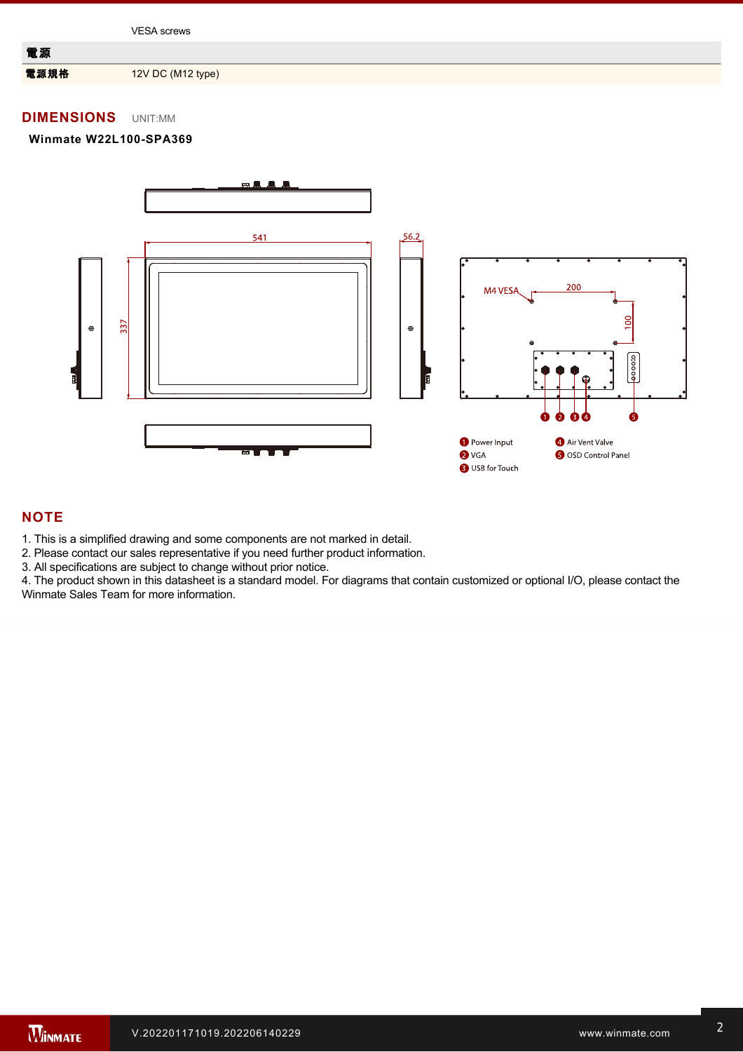| | |
|---|---|
| | VESA screws |
| **電源** | |
| **電源規格** | 12V DC (M12 type) |

## DIMENSIONS UNIT:MM

**Winmate W22L100-SPA369**

541

56.2

337

M4 VESA

200

100

1 Power Input
2 VGA
3 USB for Touch
4 Air Vent Valve
5 OSD Control Panel

## NOTE

1. This is a simplified drawing and some components are not marked in detail.
2. Please contact our sales representative if you need further product information.
3. All specifications are subject to change without prior notice.
4. The product shown in this datasheet is a standard model. For diagrams that contain customized or optional I/O, please contact the Winmate Sales Team for more information.